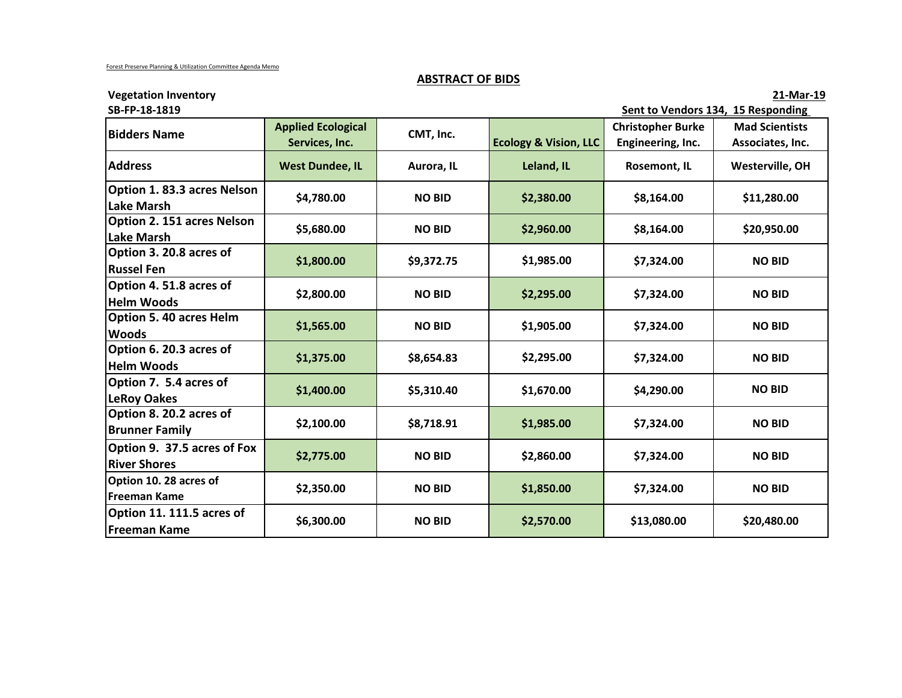Forest Preserve Planning & Utilization Committee Agenda Memo

## ABSTRACT OF BIDS

**Vegetation Inventory** **21-Mar-19**

**SB-FP-18-1819** **Sent to Vendors 134, 15 Responding**

| Bidders Name | Applied Ecological Services, Inc. | CMT, Inc. | Ecology & Vision, LLC | Christopher Burke Engineering, Inc. | Mad Scientists Associates, Inc. |
|---|---|---|---|---|---|
| **Address** | **West Dundee, IL** | **Aurora, IL** | **Leland, IL** | **Rosemont, IL** | **Westerville, OH** |
| **Option 1. 83.3 acres Nelson Lake Marsh** | $4,780.00 | NO BID | $2,380.00 | $8,164.00 | $11,280.00 |
| **Option 2. 151 acres Nelson Lake Marsh** | $5,680.00 | NO BID | $2,960.00 | $8,164.00 | $20,950.00 |
| **Option 3. 20.8 acres of Russel Fen** | $1,800.00 | $9,372.75 | $1,985.00 | $7,324.00 | NO BID |
| **Option 4. 51.8 acres of Helm Woods** | $2,800.00 | NO BID | $2,295.00 | $7,324.00 | NO BID |
| **Option 5. 40 acres Helm Woods** | $1,565.00 | NO BID | $1,905.00 | $7,324.00 | NO BID |
| **Option 6. 20.3 acres of Helm Woods** | $1,375.00 | $8,654.83 | $2,295.00 | $7,324.00 | NO BID |
| **Option 7. 5.4 acres of LeRoy Oakes** | $1,400.00 | $5,310.40 | $1,670.00 | $4,290.00 | NO BID |
| **Option 8. 20.2 acres of Brunner Family** | $2,100.00 | $8,718.91 | $1,985.00 | $7,324.00 | NO BID |
| **Option 9. 37.5 acres of Fox River Shores** | $2,775.00 | NO BID | $2,860.00 | $7,324.00 | NO BID |
| **Option 10. 28 acres of Freeman Kame** | $2,350.00 | NO BID | $1,850.00 | $7,324.00 | NO BID |
| **Option 11. 111.5 acres of Freeman Kame** | $6,300.00 | NO BID | $2,570.00 | $13,080.00 | $20,480.00 |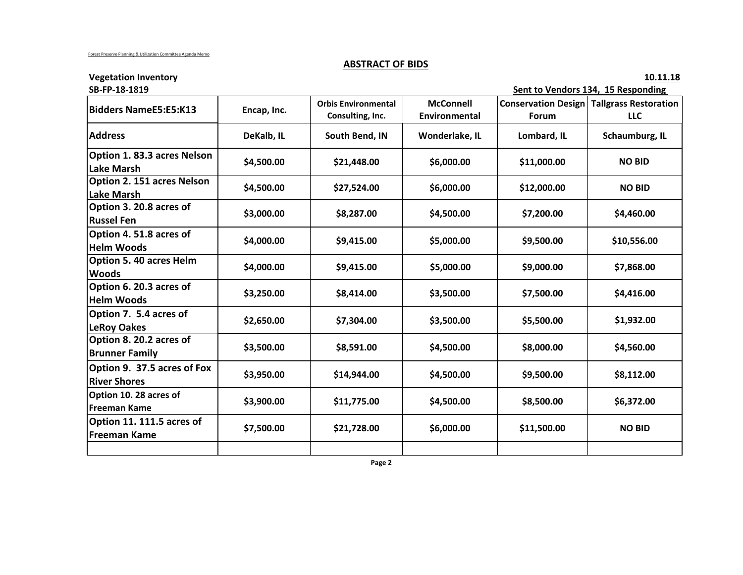Forest Preserve Planning & Utilization Committee Agenda Memo

## ABSTRACT OF BIDS

**Vegetation Inventory** **10.11.18**

**SB-FP-18-1819** **Sent to Vendors 134, 15 Responding**

| Bidders NameE5:E5:K13 | Encap, Inc. | Orbis Environmental Consulting, Inc. | McConnell Environmental | Conservation Design Forum | Tallgrass Restoration LLC |
|---|---|---|---|---|---|
| **Address** | **DeKalb, IL** | **South Bend, IN** | **Wonderlake, IL** | **Lombard, IL** | **Schaumburg, IL** |
| **Option 1. 83.3 acres Nelson Lake Marsh** | **$4,500.00** | **$21,448.00** | **$6,000.00** | **$11,000.00** | **NO BID** |
| **Option 2. 151 acres Nelson Lake Marsh** | **$4,500.00** | **$27,524.00** | **$6,000.00** | **$12,000.00** | **NO BID** |
| **Option 3. 20.8 acres of Russel Fen** | **$3,000.00** | **$8,287.00** | **$4,500.00** | **$7,200.00** | **$4,460.00** |
| **Option 4. 51.8 acres of Helm Woods** | **$4,000.00** | **$9,415.00** | **$5,000.00** | **$9,500.00** | **$10,556.00** |
| **Option 5. 40 acres Helm Woods** | **$4,000.00** | **$9,415.00** | **$5,000.00** | **$9,000.00** | **$7,868.00** |
| **Option 6. 20.3 acres of Helm Woods** | **$3,250.00** | **$8,414.00** | **$3,500.00** | **$7,500.00** | **$4,416.00** |
| **Option 7. 5.4 acres of LeRoy Oakes** | **$2,650.00** | **$7,304.00** | **$3,500.00** | **$5,500.00** | **$1,932.00** |
| **Option 8. 20.2 acres of Brunner Family** | **$3,500.00** | **$8,591.00** | **$4,500.00** | **$8,000.00** | **$4,560.00** |
| **Option 9. 37.5 acres of Fox River Shores** | **$3,950.00** | **$14,944.00** | **$4,500.00** | **$9,500.00** | **$8,112.00** |
| **Option 10. 28 acres of Freeman Kame** | **$3,900.00** | **$11,775.00** | **$4,500.00** | **$8,500.00** | **$6,372.00** |
| **Option 11. 111.5 acres of Freeman Kame** | **$7,500.00** | **$21,728.00** | **$6,000.00** | **$11,500.00** | **NO BID** |
| | | | | | |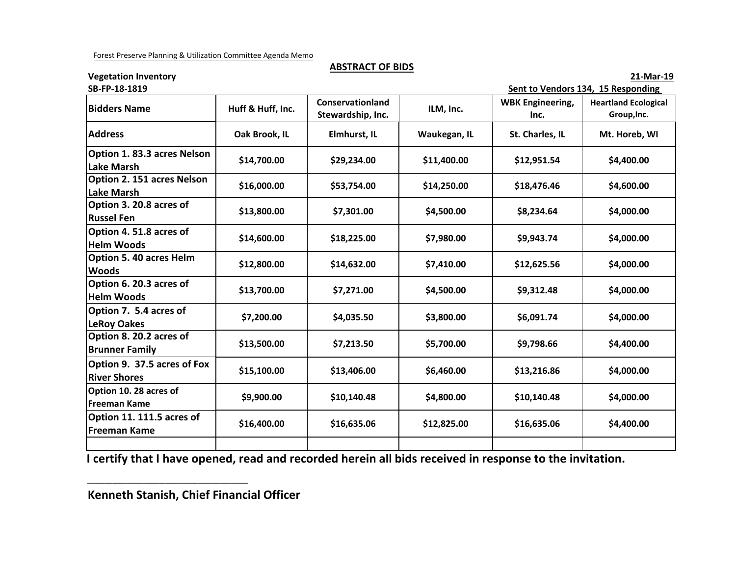Forest Preserve Planning & Utilization Committee Agenda Memo

## ABSTRACT OF BIDS

**Vegetation Inventory** **21-Mar-19**

**SB-FP-18-1819** **Sent to Vendors 134, 15 Responding**

| **Bidders Name** | **Huff & Huff, Inc.** | **Conservationland Stewardship, Inc.** | **ILM, Inc.** | **WBK Engineering, Inc.** | **Heartland Ecological Group,Inc.** |
|---|---|---|---|---|---|
| **Address** | **Oak Brook, IL** | **Elmhurst, IL** | **Waukegan, IL** | **St. Charles, IL** | **Mt. Horeb, WI** |
| **Option 1. 83.3 acres Nelson Lake Marsh** | **$14,700.00** | **$29,234.00** | **$11,400.00** | **$12,951.54** | **$4,400.00** |
| **Option 2. 151 acres Nelson Lake Marsh** | **$16,000.00** | **$53,754.00** | **$14,250.00** | **$18,476.46** | **$4,600.00** |
| **Option 3. 20.8 acres of Russel Fen** | **$13,800.00** | **$7,301.00** | **$4,500.00** | **$8,234.64** | **$4,000.00** |
| **Option 4. 51.8 acres of Helm Woods** | **$14,600.00** | **$18,225.00** | **$7,980.00** | **$9,943.74** | **$4,000.00** |
| **Option 5. 40 acres Helm Woods** | **$12,800.00** | **$14,632.00** | **$7,410.00** | **$12,625.56** | **$4,000.00** |
| **Option 6. 20.3 acres of Helm Woods** | **$13,700.00** | **$7,271.00** | **$4,500.00** | **$9,312.48** | **$4,000.00** |
| **Option 7. 5.4 acres of LeRoy Oakes** | **$7,200.00** | **$4,035.50** | **$3,800.00** | **$6,091.74** | **$4,000.00** |
| **Option 8. 20.2 acres of Brunner Family** | **$13,500.00** | **$7,213.50** | **$5,700.00** | **$9,798.66** | **$4,400.00** |
| **Option 9. 37.5 acres of Fox River Shores** | **$15,100.00** | **$13,406.00** | **$6,460.00** | **$13,216.86** | **$4,000.00** |
| **Option 10. 28 acres of Freeman Kame** | **$9,900.00** | **$10,140.48** | **$4,800.00** | **$10,140.48** | **$4,000.00** |
| **Option 11. 111.5 acres of Freeman Kame** | **$16,400.00** | **$16,635.06** | **$12,825.00** | **$16,635.06** | **$4,400.00** |
| | | | | | |

**I certify that I have opened, read and recorded herein all bids received in response to the invitation.**

\_\_\_\_\_\_\_\_\_\_\_\_\_\_\_\_\_\_\_\_\_\_\_\_\_\_\_\_

**Kenneth Stanish, Chief Financial Officer**